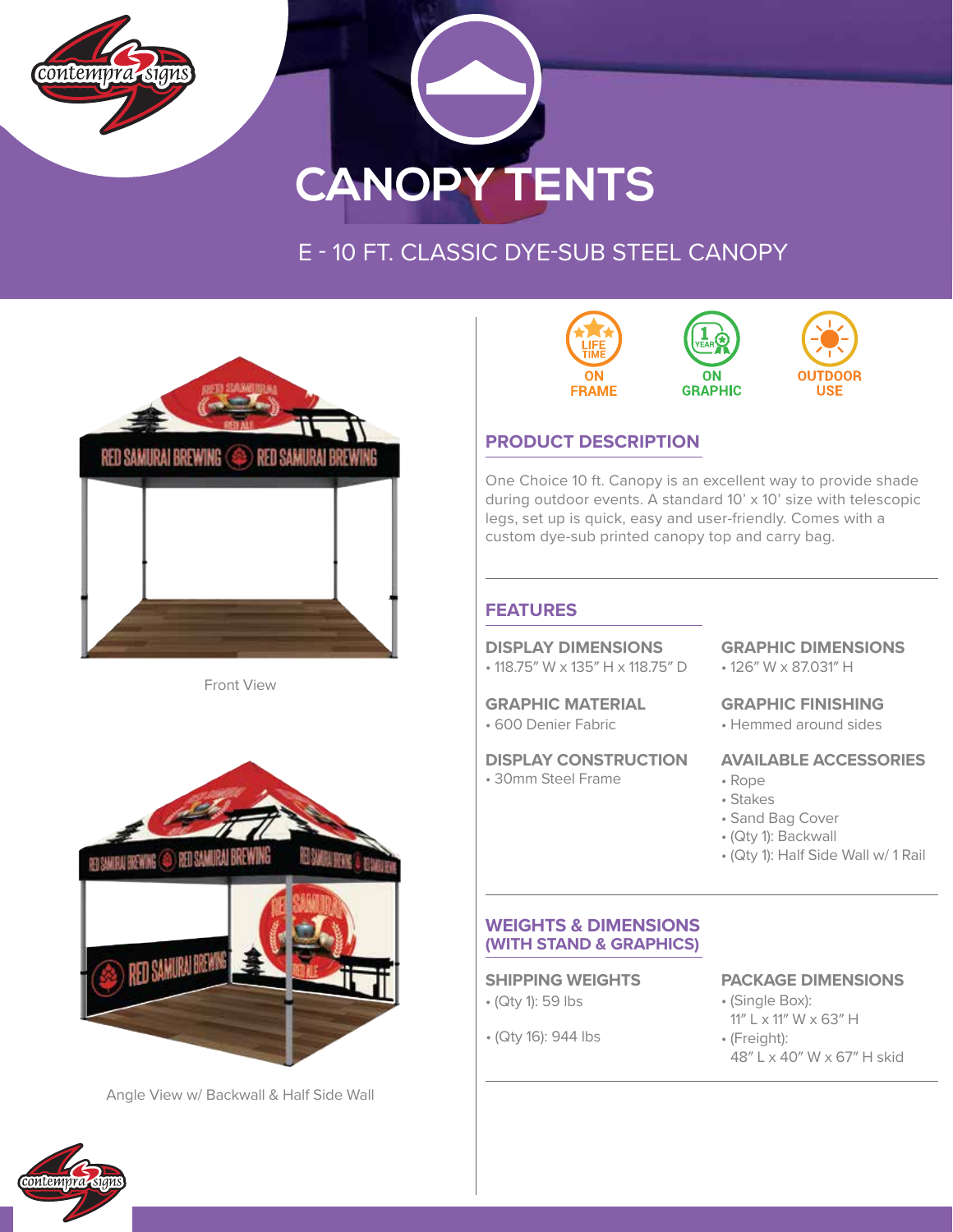# CANOPY TENTS

## E - 10 FT. CLASSIC DYE-SUB STEEL CANOPY

Front View

Angle View w/ Backwall & Half Side Wall

LIFE TIME ON FRAME

1 YEAR ON GRAPHIC

OUTDOOR USE

### PRODUCT DESCRIPTION

One Choice 10 ft. Canopy is an excellent way to provide shade during outdoor events. A standard 10' x 10' size with telescopic legs, set up is quick, easy and user-friendly. Comes with a custom dye-sub printed canopy top and carry bag.

### FEATURES

**DISPLAY DIMENSIONS**
- 118.75" W x 135" H x 118.75" D

**GRAPHIC DIMENSIONS**
- 126" W x 87.031" H

**GRAPHIC MATERIAL**
- 600 Denier Fabric

**GRAPHIC FINISHING**
- Hemmed around sides

**DISPLAY CONSTRUCTION**
- 30mm Steel Frame

**AVAILABLE ACCESSORIES**
- Rope
- Stakes
- Sand Bag Cover
- (Qty 1): Backwall
- (Qty 1): Half Side Wall w/ 1 Rail

### WEIGHTS & DIMENSIONS (WITH STAND & GRAPHICS)

**SHIPPING WEIGHTS**
- (Qty 1): 59 lbs
- (Qty 16): 944 lbs

**PACKAGE DIMENSIONS**
- (Single Box): 11" L x 11" W x 63" H
- (Freight): 48" L x 40" W x 67" H skid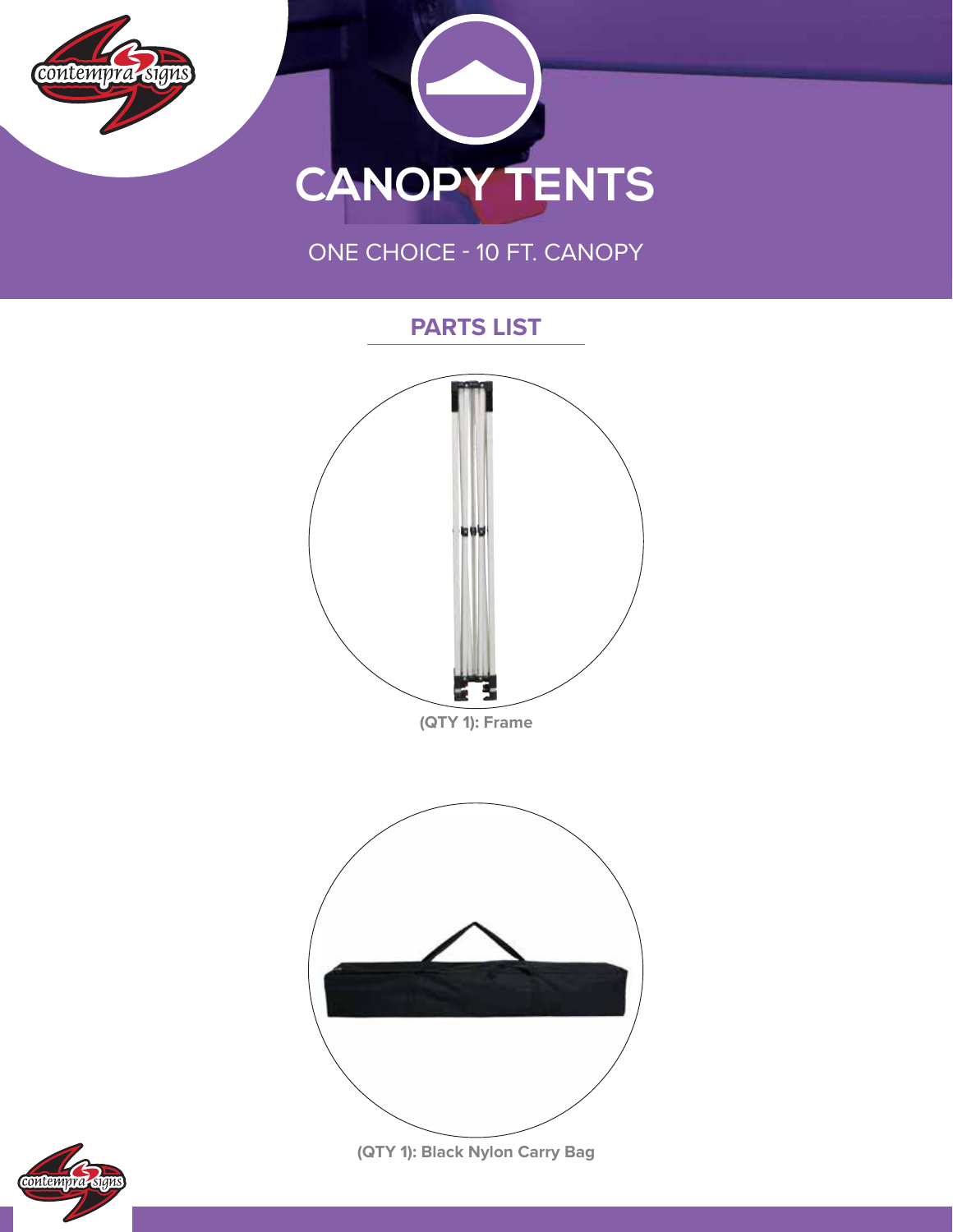# CANOPY TENTS

ONE CHOICE - 10 FT. CANOPY

## PARTS LIST

**(QTY 1): Frame**

**(QTY 1): Black Nylon Carry Bag**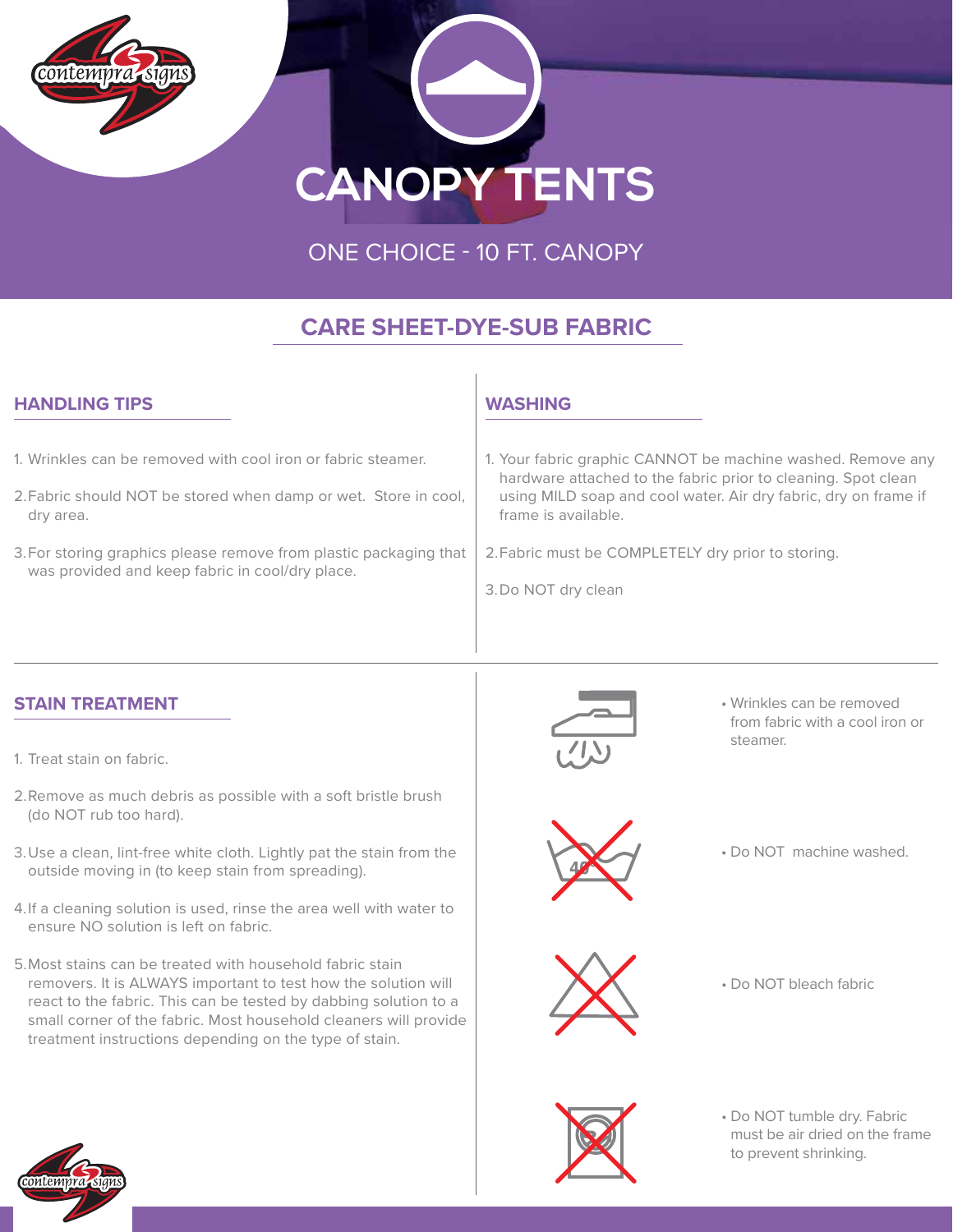# CANOPY TENTS

ONE CHOICE - 10 FT. CANOPY

## CARE SHEET-DYE-SUB FABRIC

### HANDLING TIPS

1. Wrinkles can be removed with cool iron or fabric steamer.
2. Fabric should NOT be stored when damp or wet. Store in cool, dry area.
3. For storing graphics please remove from plastic packaging that was provided and keep fabric in cool/dry place.

### WASHING

1. Your fabric graphic CANNOT be machine washed. Remove any hardware attached to the fabric prior to cleaning. Spot clean using MILD soap and cool water. Air dry fabric, dry on frame if frame is available.
2. Fabric must be COMPLETELY dry prior to storing.
3. Do NOT dry clean

### STAIN TREATMENT

1. Treat stain on fabric.
2. Remove as much debris as possible with a soft bristle brush (do NOT rub too hard).
3. Use a clean, lint-free white cloth. Lightly pat the stain from the outside moving in (to keep stain from spreading).
4. If a cleaning solution is used, rinse the area well with water to ensure NO solution is left on fabric.
5. Most stains can be treated with household fabric stain removers. It is ALWAYS important to test how the solution will react to the fabric. This can be tested by dabbing solution to a small corner of the fabric. Most household cleaners will provide treatment instructions depending on the type of stain.

- Wrinkles can be removed from fabric with a cool iron or steamer.
- Do NOT machine washed.
- Do NOT bleach fabric
- Do NOT tumble dry. Fabric must be air dried on the frame to prevent shrinking.